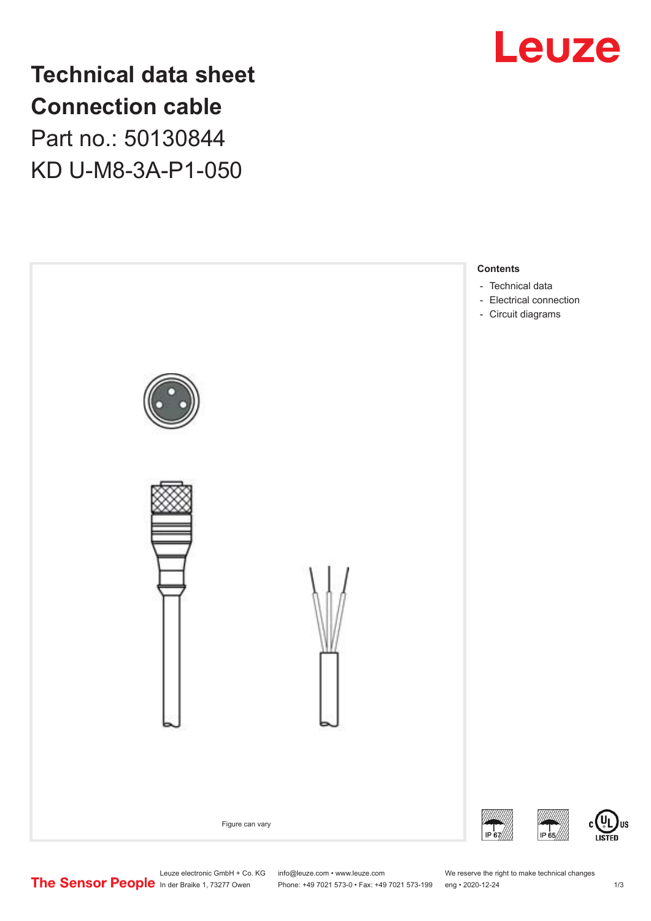# Technical data sheet
# Connection cable

Part no.: 50130844

KD U-M8-3A-P1-050

Figure can vary

**Contents**

- Technical data
- Electrical connection
- Circuit diagrams

IP 67 IP 65

Leuze electronic GmbH + Co. KG
In der Braike 1, 73277 Owen

info@leuze.com • www.leuze.com
Phone: +49 7021 573-0 • Fax: +49 7021 573-199

We reserve the right to make technical changes
eng • 2020-12-24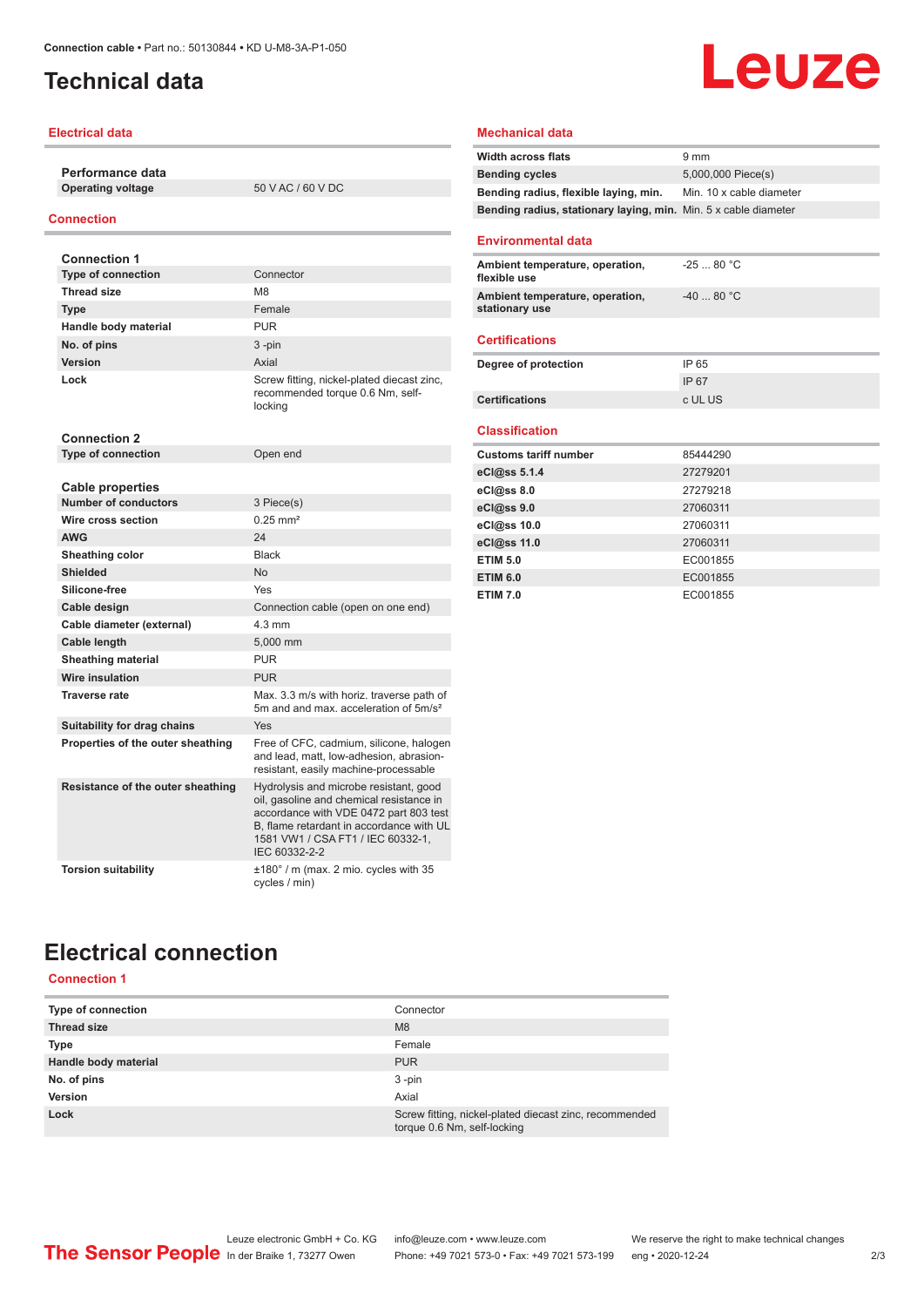# Technical data

## Electrical data

**Performance data**

| | |
|---|---|
| Operating voltage | 50 V AC / 60 V DC |

## Connection

**Connection 1**

| | |
|---|---|
| Type of connection | Connector |
| Thread size | M8 |
| Type | Female |
| Handle body material | PUR |
| No. of pins | 3 -pin |
| Version | Axial |
| Lock | Screw fitting, nickel-plated diecast zinc, recommended torque 0.6 Nm, self-locking |

**Connection 2**

| | |
|---|---|
| Type of connection | Open end |

**Cable properties**

| | |
|---|---|
| Number of conductors | 3 Piece(s) |
| Wire cross section | 0.25 mm² |
| AWG | 24 |
| Sheathing color | Black |
| Shielded | No |
| Silicone-free | Yes |
| Cable design | Connection cable (open on one end) |
| Cable diameter (external) | 4.3 mm |
| Cable length | 5,000 mm |
| Sheathing material | PUR |
| Wire insulation | PUR |
| Traverse rate | Max. 3.3 m/s with horiz. traverse path of 5m and and max. acceleration of 5m/s² |
| Suitability for drag chains | Yes |
| Properties of the outer sheathing | Free of CFC, cadmium, silicone, halogen and lead, matt, low-adhesion, abrasion-resistant, easily machine-processable |
| Resistance of the outer sheathing | Hydrolysis and microbe resistant, good oil, gasoline and chemical resistance in accordance with VDE 0472 part 803 test B, flame retardant in accordance with UL 1581 VW1 / CSA FT1 / IEC 60332-1, IEC 60332-2-2 |
| Torsion suitability | ±180° / m (max. 2 mio. cycles with 35 cycles / min) |

## Mechanical data

| | |
|---|---|
| Width across flats | 9 mm |
| Bending cycles | 5,000,000 Piece(s) |
| Bending radius, flexible laying, min. | Min. 10 x cable diameter |
| Bending radius, stationary laying, min. | Min. 5 x cable diameter |

## Environmental data

| | |
|---|---|
| Ambient temperature, operation, flexible use | -25 ... 80 °C |
| Ambient temperature, operation, stationary use | -40 ... 80 °C |

## Certifications

| | |
|---|---|
| Degree of protection | IP 65 |
| | IP 67 |
| Certifications | c UL US |

## Classification

| | |
|---|---|
| Customs tariff number | 85444290 |
| eCl@ss 5.1.4 | 27279201 |
| eCl@ss 8.0 | 27279218 |
| eCl@ss 9.0 | 27060311 |
| eCl@ss 10.0 | 27060311 |
| eCl@ss 11.0 | 27060311 |
| ETIM 5.0 | EC001855 |
| ETIM 6.0 | EC001855 |
| ETIM 7.0 | EC001855 |

# Electrical connection

## Connection 1

| | |
|---|---|
| Type of connection | Connector |
| Thread size | M8 |
| Type | Female |
| Handle body material | PUR |
| No. of pins | 3 -pin |
| Version | Axial |
| Lock | Screw fitting, nickel-plated diecast zinc, recommended torque 0.6 Nm, self-locking |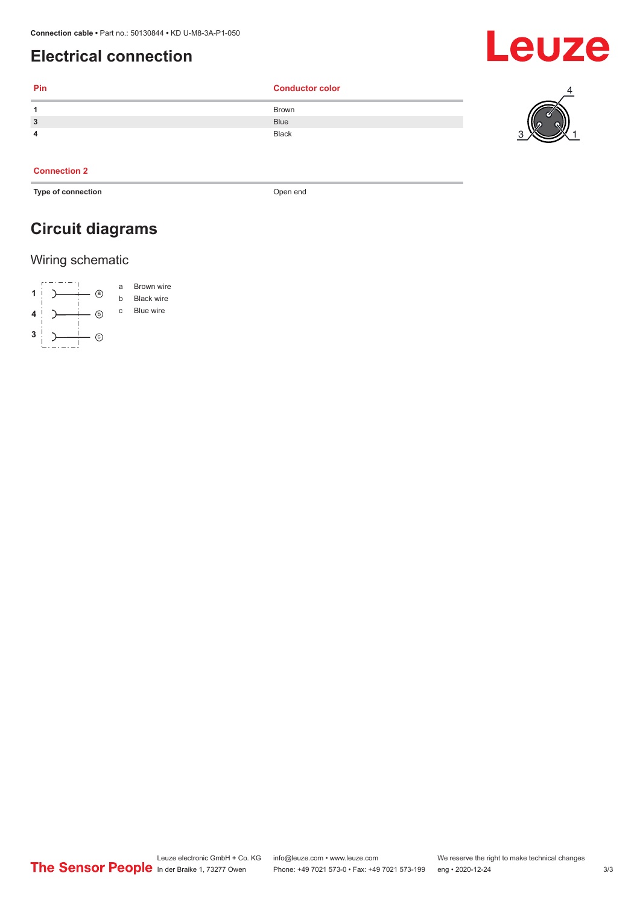# Electrical connection

| Pin | Conductor color |
| --- | --- |
| 1 | Brown |
| 3 | Blue |
| 4 | Black |

4

3 1

| Connection 2 | |
| --- | --- |
| Type of connection | Open end |

# Circuit diagrams

## Wiring schematic

1 ⓐ
4 ⓑ
3 ⓒ

a Brown wire
b Black wire
c Blue wire